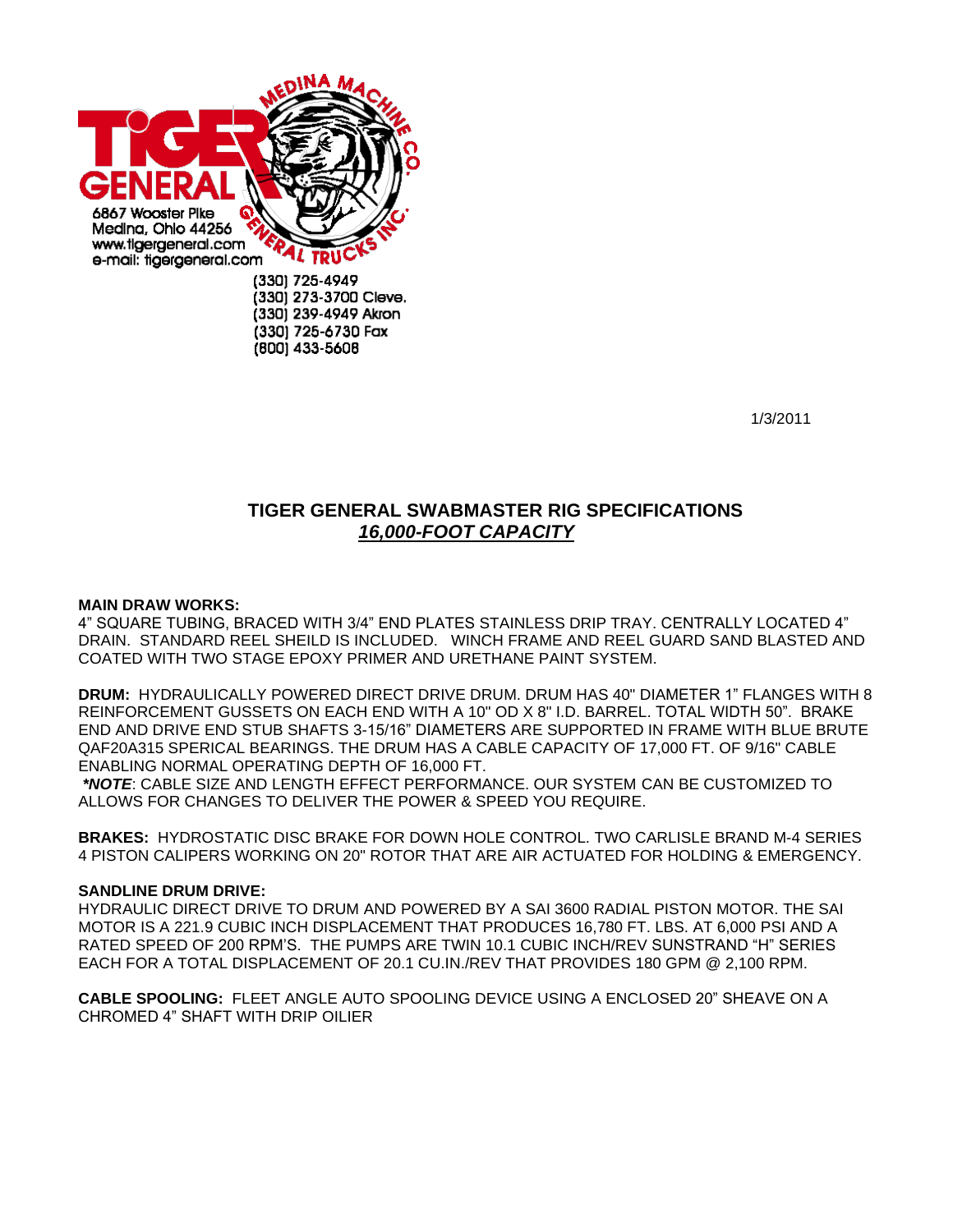TIGER GENERAL

MEDINA MACHINE CO.

GENERAL TRUCKS INC.

6867 Wooster Pike
Medina, Ohio 44256
www.tigergeneral.com
e-mail: tigergeneral.com

(330) 725-4949
(330) 273-3700 Cleve.
(330) 239-4949 Akron
(330) 725-6730 Fax
(800) 433-5608

1/3/2011

## TIGER GENERAL SWABMASTER RIG SPECIFICATIONS
## ***16,000-FOOT CAPACITY***

**MAIN DRAW WORKS:**
4" SQUARE TUBING, BRACED WITH 3/4" END PLATES STAINLESS DRIP TRAY. CENTRALLY LOCATED 4" DRAIN. STANDARD REEL SHEILD IS INCLUDED. WINCH FRAME AND REEL GUARD SAND BLASTED AND COATED WITH TWO STAGE EPOXY PRIMER AND URETHANE PAINT SYSTEM.

**DRUM:** HYDRAULICALLY POWERED DIRECT DRIVE DRUM. DRUM HAS 40" DIAMETER 1" FLANGES WITH 8 REINFORCEMENT GUSSETS ON EACH END WITH A 10" OD X 8" I.D. BARREL. TOTAL WIDTH 50". BRAKE END AND DRIVE END STUB SHAFTS 3-15/16" DIAMETERS ARE SUPPORTED IN FRAME WITH BLUE BRUTE QAF20A315 SPERICAL BEARINGS. THE DRUM HAS A CABLE CAPACITY OF 17,000 FT. OF 9/16" CABLE ENABLING NORMAL OPERATING DEPTH OF 16,000 FT.
***\*NOTE***: CABLE SIZE AND LENGTH EFFECT PERFORMANCE. OUR SYSTEM CAN BE CUSTOMIZED TO ALLOWS FOR CHANGES TO DELIVER THE POWER & SPEED YOU REQUIRE.

**BRAKES:** HYDROSTATIC DISC BRAKE FOR DOWN HOLE CONTROL. TWO CARLISLE BRAND M-4 SERIES 4 PISTON CALIPERS WORKING ON 20" ROTOR THAT ARE AIR ACTUATED FOR HOLDING & EMERGENCY.

**SANDLINE DRUM DRIVE:**
HYDRAULIC DIRECT DRIVE TO DRUM AND POWERED BY A SAI 3600 RADIAL PISTON MOTOR. THE SAI MOTOR IS A 221.9 CUBIC INCH DISPLACEMENT THAT PRODUCES 16,780 FT. LBS. AT 6,000 PSI AND A RATED SPEED OF 200 RPM'S. THE PUMPS ARE TWIN 10.1 CUBIC INCH/REV SUNSTRAND "H" SERIES EACH FOR A TOTAL DISPLACEMENT OF 20.1 CU.IN./REV THAT PROVIDES 180 GPM @ 2,100 RPM.

**CABLE SPOOLING:** FLEET ANGLE AUTO SPOOLING DEVICE USING A ENCLOSED 20" SHEAVE ON A CHROMED 4" SHAFT WITH DRIP OILIER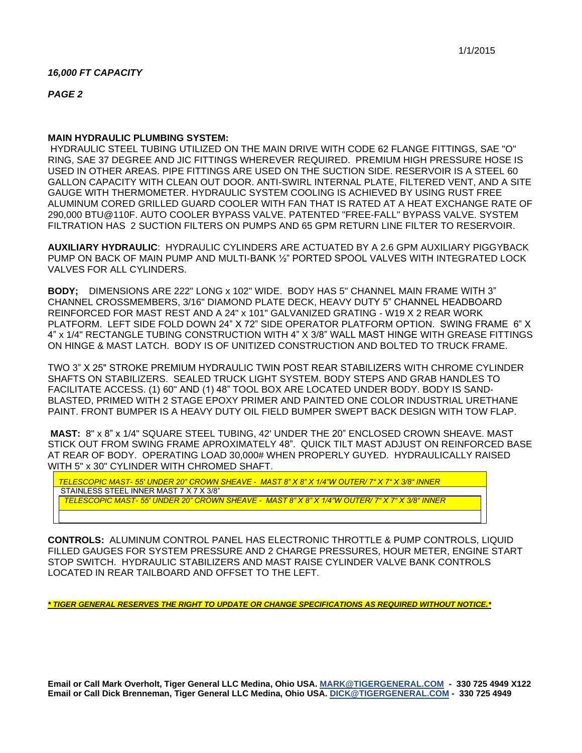1/1/2015

*16,000 FT CAPACITY*

*PAGE 2*

**MAIN HYDRAULIC PLUMBING SYSTEM:**
HYDRAULIC STEEL TUBING UTILIZED ON THE MAIN DRIVE WITH CODE 62 FLANGE FITTINGS, SAE "O" RING, SAE 37 DEGREE AND JIC FITTINGS WHEREVER REQUIRED. PREMIUM HIGH PRESSURE HOSE IS USED IN OTHER AREAS. PIPE FITTINGS ARE USED ON THE SUCTION SIDE. RESERVOIR IS A STEEL 60 GALLON CAPACITY WITH CLEAN OUT DOOR. ANTI-SWIRL INTERNAL PLATE, FILTERED VENT, AND A SITE GAUGE WITH THERMOMETER. HYDRAULIC SYSTEM COOLING IS ACHIEVED BY USING RUST FREE ALUMINUM CORED GRILLED GUARD COOLER WITH FAN THAT IS RATED AT A HEAT EXCHANGE RATE OF 290,000 BTU@110F. AUTO COOLER BYPASS VALVE. PATENTED "FREE-FALL" BYPASS VALVE. SYSTEM FILTRATION HAS 2 SUCTION FILTERS ON PUMPS AND 65 GPM RETURN LINE FILTER TO RESERVOIR.

**AUXILIARY HYDRAULIC**: HYDRAULIC CYLINDERS ARE ACTUATED BY A 2.6 GPM AUXILIARY PIGGYBACK PUMP ON BACK OF MAIN PUMP AND MULTI-BANK ½" PORTED SPOOL VALVES WITH INTEGRATED LOCK VALVES FOR ALL CYLINDERS.

**BODY;** DIMENSIONS ARE 222" LONG x 102" WIDE. BODY HAS 5" CHANNEL MAIN FRAME WITH 3" CHANNEL CROSSMEMBERS, 3/16" DIAMOND PLATE DECK, HEAVY DUTY 5" CHANNEL HEADBOARD REINFORCED FOR MAST REST AND A 24" x 101" GALVANIZED GRATING - W19 X 2 REAR WORK PLATFORM. LEFT SIDE FOLD DOWN 24" X 72" SIDE OPERATOR PLATFORM OPTION. SWING FRAME 6" X 4" x 1/4" RECTANGLE TUBING CONSTRUCTION WITH 4" X 3/8" WALL MAST HINGE WITH GREASE FITTINGS ON HINGE & MAST LATCH. BODY IS OF UNITIZED CONSTRUCTION AND BOLTED TO TRUCK FRAME.

TWO 3" X 25" STROKE PREMIUM HYDRAULIC TWIN POST REAR STABILIZERS WITH CHROME CYLINDER SHAFTS ON STABILIZERS. SEALED TRUCK LIGHT SYSTEM. BODY STEPS AND GRAB HANDLES TO FACILITATE ACCESS. (1) 60" AND (1) 48" TOOL BOX ARE LOCATED UNDER BODY. BODY IS SAND-BLASTED, PRIMED WITH 2 STAGE EPOXY PRIMER AND PAINTED ONE COLOR INDUSTRIAL URETHANE PAINT. FRONT BUMPER IS A HEAVY DUTY OIL FIELD BUMPER SWEPT BACK DESIGN WITH TOW FLAP.

**MAST:** 8" x 8" x 1/4" SQUARE STEEL TUBING, 42' UNDER THE 20" ENCLOSED CROWN SHEAVE. MAST STICK OUT FROM SWING FRAME APROXIMATELY 48". QUICK TILT MAST ADJUST ON REINFORCED BASE AT REAR OF BODY. OPERATING LOAD 30,000# WHEN PROPERLY GUYED. HYDRAULICALLY RAISED WITH 5" x 30" CYLINDER WITH CHROMED SHAFT.

| |
|---|
| *TELESCOPIC MAST- 55' UNDER 20" CROWN SHEAVE - MAST 8" X 8" X 1/4"W OUTER/ 7" X 7" X 3/8" INNER* |
| STAINLESS STEEL INNER MAST 7 X 7 X 3/8" |
| *TELESCOPIC MAST- 55' UNDER 20" CROWN SHEAVE - MAST 8" X 8" X 1/4"W OUTER/ 7" X 7" X 3/8" INNER* |
| |

**CONTROLS:** ALUMINUM CONTROL PANEL HAS ELECTRONIC THROTTLE & PUMP CONTROLS, LIQUID FILLED GAUGES FOR SYSTEM PRESSURE AND 2 CHARGE PRESSURES, HOUR METER, ENGINE START STOP SWITCH. HYDRAULIC STABILIZERS AND MAST RAISE CYLINDER VALVE BANK CONTROLS LOCATED IN REAR TAILBOARD AND OFFSET TO THE LEFT.

***\* TIGER GENERAL RESERVES THE RIGHT TO UPDATE OR CHANGE SPECIFICATIONS AS REQUIRED WITHOUT NOTICE.\****

**Email or Call Mark Overholt, Tiger General LLC Medina, Ohio USA. MARK@TIGERGENERAL.COM - 330 725 4949 X122**
**Email or Call Dick Brenneman, Tiger General LLC Medina, Ohio USA. DICK@TIGERGENERAL.COM - 330 725 4949**